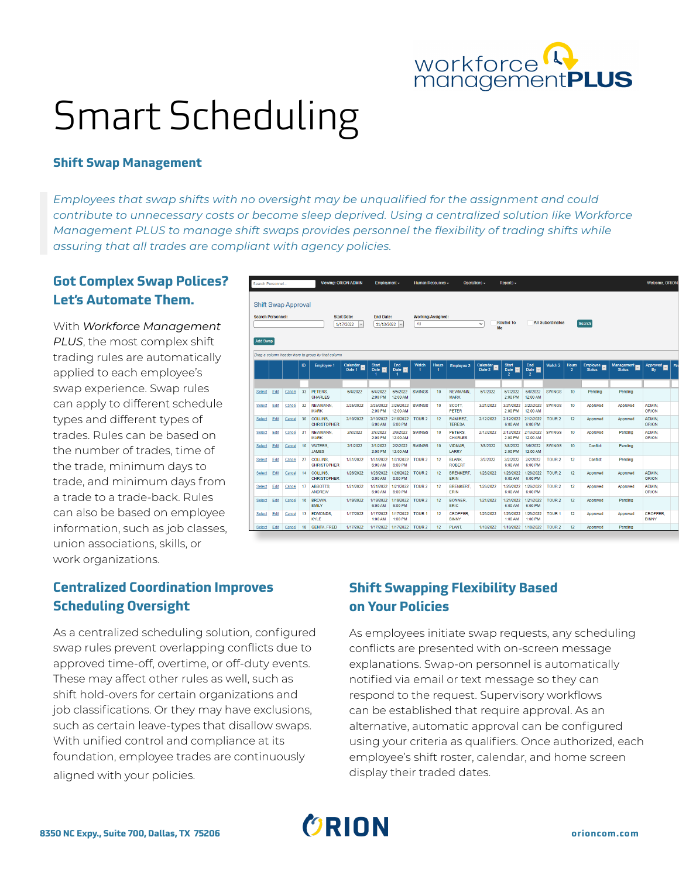# Smart Scheduling

### Shift Swap Management

*Employees that swap shifts with no oversight may be unqualified for the assignment and could contribute to unnecessary costs or become sleep deprived. Using a centralized solution like Workforce Management PLUS to manage shift swaps provides personnel the flexibility of trading shifts while assuring that all trades are compliant with agency policies.*

## Got Complex Swap Polices? Let's Automate Them.

With *Workforce Management PLUS*, the most complex shift trading rules are automatically applied to each employee's swap experience. Swap rules can apply to different schedule types and different types of trades. Rules can be based on the number of trades, time of the trade, minimum days to trade, and minimum days from a trade to a trade-back. Rules can also be based on employee information, such as job classes, union associations, skills, or work organizations.

## Centralized Coordination Improves Scheduling Oversight

As a centralized scheduling solution, configured swap rules prevent overlapping conflicts due to approved time-off, overtime, or off-duty events. These may affect other rules as well, such as shift hold-overs for certain organizations and job classifications. Or they may have exclusions, such as certain leave-types that disallow swaps. With unified control and compliance at its foundation, employee trades are continuously aligned with your policies.

## Shift Swapping Flexibility Based on Your Policies

As employees initiate swap requests, any scheduling conflicts are presented with on-screen message explanations. Swap-on personnel is automatically notified via email or text message so they can respond to the request. Supervisory workflows can be established that require approval. As an alternative, automatic approval can be configured using your criteria as qualifiers. Once authorized, each employee's shift roster, calendar, and home screen display their traded dates.

8350 NC Expy., Suite 700, Dallas, TX 75206

orioncom.com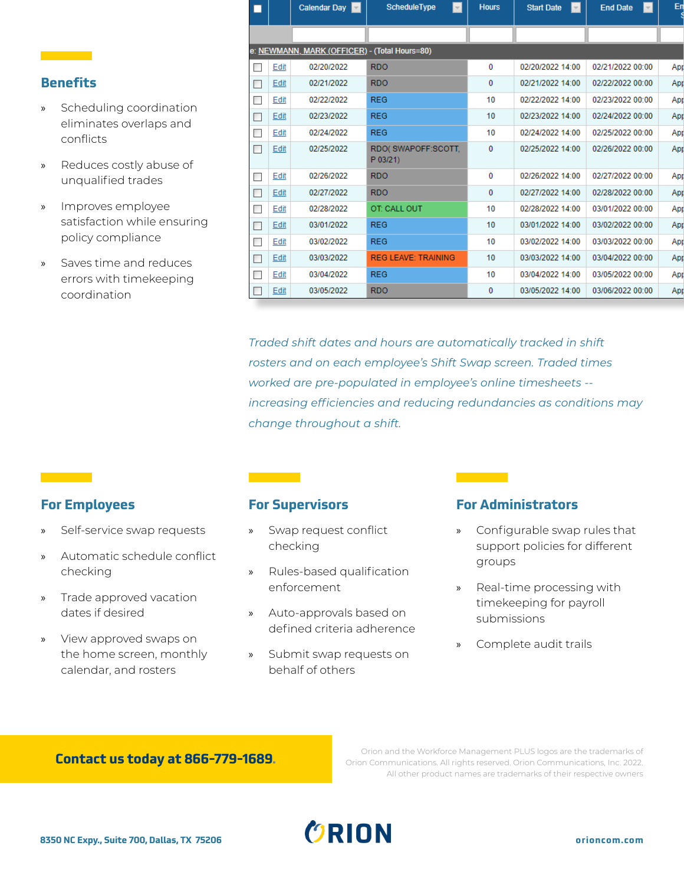## Benefits

- Scheduling coordination eliminates overlaps and conflicts
- Reduces costly abuse of unqualified trades
- Improves employee satisfaction while ensuring policy compliance
- Saves time and reduces errors with timekeeping coordination

| | | Calendar Day | ScheduleType | Hours | Start Date | End Date | En S |
|---|---|---|---|---|---|---|---|
| e: NEWMANN, MARK (OFFICER) - (Total Hours=80) | | | | | | | |
| ☐ | Edit | 02/20/2022 | RDO | 0 | 02/20/2022 14:00 | 02/21/2022 00:00 | App |
| ☐ | Edit | 02/21/2022 | RDO | 0 | 02/21/2022 14:00 | 02/22/2022 00:00 | App |
| ☐ | Edit | 02/22/2022 | REG | 10 | 02/22/2022 14:00 | 02/23/2022 00:00 | App |
| ☐ | Edit | 02/23/2022 | REG | 10 | 02/23/2022 14:00 | 02/24/2022 00:00 | App |
| ☐ | Edit | 02/24/2022 | REG | 10 | 02/24/2022 14:00 | 02/25/2022 00:00 | App |
| ☐ | Edit | 02/25/2022 | RDO( SWAPOFF:SCOTT, P 03/21) | 0 | 02/25/2022 14:00 | 02/26/2022 00:00 | App |
| ☐ | Edit | 02/26/2022 | RDO | 0 | 02/26/2022 14:00 | 02/27/2022 00:00 | App |
| ☐ | Edit | 02/27/2022 | RDO | 0 | 02/27/2022 14:00 | 02/28/2022 00:00 | App |
| ☐ | Edit | 02/28/2022 | OT: CALL OUT | 10 | 02/28/2022 14:00 | 03/01/2022 00:00 | App |
| ☐ | Edit | 03/01/2022 | REG | 10 | 03/01/2022 14:00 | 03/02/2022 00:00 | App |
| ☐ | Edit | 03/02/2022 | REG | 10 | 03/02/2022 14:00 | 03/03/2022 00:00 | App |
| ☐ | Edit | 03/03/2022 | REG LEAVE: TRAINING | 10 | 03/03/2022 14:00 | 03/04/2022 00:00 | App |
| ☐ | Edit | 03/04/2022 | REG | 10 | 03/04/2022 14:00 | 03/05/2022 00:00 | App |
| ☐ | Edit | 03/05/2022 | RDO | 0 | 03/05/2022 14:00 | 03/06/2022 00:00 | App |

*Traded shift dates and hours are automatically tracked in shift rosters and on each employee's Shift Swap screen. Traded times worked are pre-populated in employee's online timesheets -- increasing efficiencies and reducing redundancies as conditions may change throughout a shift.*

## For Employees

- Self-service swap requests
- Automatic schedule conflict checking
- Trade approved vacation dates if desired
- View approved swaps on the home screen, monthly calendar, and rosters

## For Supervisors

- Swap request conflict checking
- Rules-based qualification enforcement
- Auto-approvals based on defined criteria adherence
- Submit swap requests on behalf of others

## For Administrators

- Configurable swap rules that support policies for different groups
- Real-time processing with timekeeping for payroll submissions
- Complete audit trails

**Contact us today at 866-779-1689.**

Orion and the Workforce Management PLUS logos are the trademarks of Orion Communications. All rights reserved. Orion Communications, Inc. 2022. All other product names are trademarks of their respective owners

8350 NC Expy., Suite 700, Dallas, TX 75206

ORION

orioncom.com